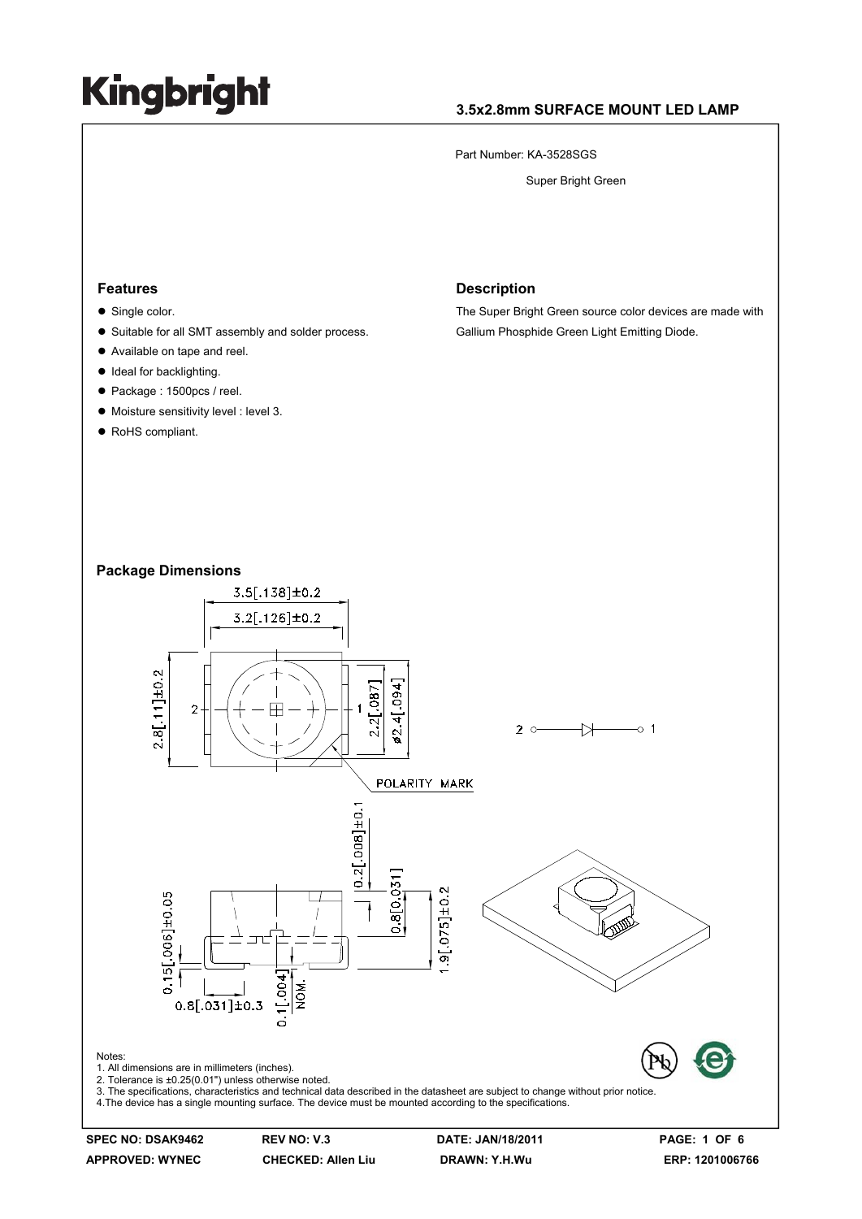# Kingbright

**3.5x2.8mm SURFACE MOUNT LED LAMP**

Part Number: KA-3528SGS

Super Bright Green

## Features

- Single color.
- Suitable for all SMT assembly and solder process.
- Available on tape and reel.
- Ideal for backlighting.
- Package : 1500pcs / reel.
- Moisture sensitivity level : level 3.
- RoHS compliant.

## Description

The Super Bright Green source color devices are made with Gallium Phosphide Green Light Emitting Diode.

## Package Dimensions

Notes:
1. All dimensions are in millimeters (inches).
2. Tolerance is ±0.25(0.01") unless otherwise noted.
3. The specifications, characteristics and technical data described in the datasheet are subject to change without prior notice.
4. The device has a single mounting surface. The device must be mounted according to the specifications.

| SPEC NO: DSAK9462 | REV NO: V.3 | DATE: JAN/18/2011 | ERP: 1201006766 |
|---|---|---|---|
| APPROVED: WYNEC | CHECKED: Allen Liu | DRAWN: Y.H.Wu | |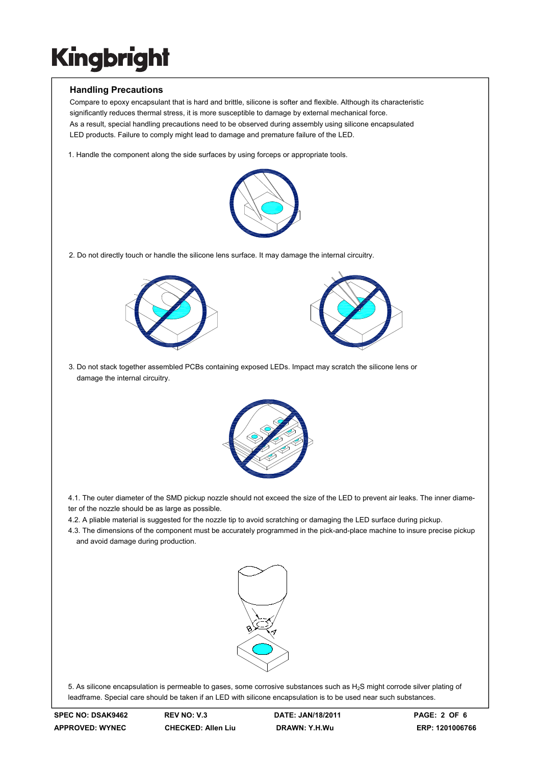## Handling Precautions

Compare to epoxy encapsulant that is hard and brittle, silicone is softer and flexible. Although its characteristic significantly reduces thermal stress, it is more susceptible to damage by external mechanical force.
As a result, special handling precautions need to be observed during assembly using silicone encapsulated LED products. Failure to comply might lead to damage and premature failure of the LED.

1. Handle the component along the side surfaces by using forceps or appropriate tools.

2. Do not directly touch or handle the silicone lens surface. It may damage the internal circuitry.

3. Do not stack together assembled PCBs containing exposed LEDs. Impact may scratch the silicone lens or damage the internal circuitry.

4.1. The outer diameter of the SMD pickup nozzle should not exceed the size of the LED to prevent air leaks. The inner diameter of the nozzle should be as large as possible.

4.2. A pliable material is suggested for the nozzle tip to avoid scratching or damaging the LED surface during pickup.

4.3. The dimensions of the component must be accurately programmed in the pick-and-place machine to insure precise pickup and avoid damage during production.

5. As silicone encapsulation is permeable to gases, some corrosive substances such as $H_2S$ might corrode silver plating of leadframe. Special care should be taken if an LED with silicone encapsulation is to be used near such substances.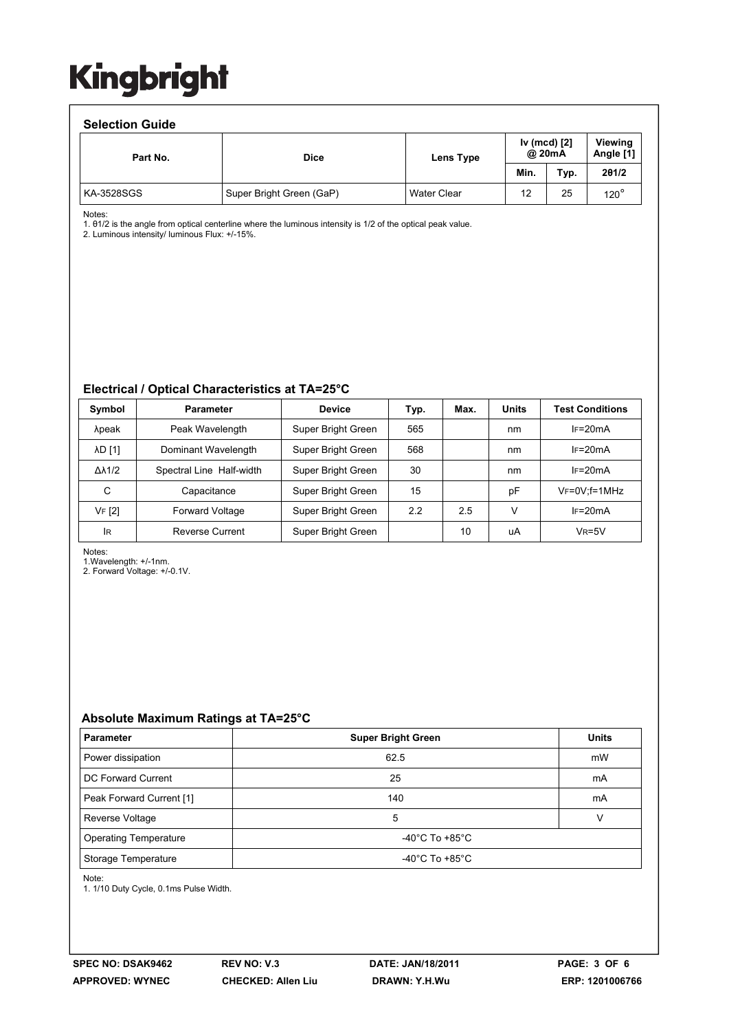## Selection Guide

| Part No. | Dice | Lens Type | Iv (mcd) [2] @ 20mA | | Viewing Angle [1] |
|---|---|---|---|---|---|
| | | | Min. | Typ. | 2θ1/2 |
| KA-3528SGS | Super Bright Green (GaP) | Water Clear | 12 | 25 | 120° |

Notes:
1. θ1/2 is the angle from optical centerline where the luminous intensity is 1/2 of the optical peak value.
2. Luminous intensity/ luminous Flux: +/-15%.

## Electrical / Optical Characteristics at TA=25°C

| Symbol | Parameter | Device | Typ. | Max. | Units | Test Conditions |
|---|---|---|---|---|---|---|
| λpeak | Peak Wavelength | Super Bright Green | 565 | | nm | IF=20mA |
| λD [1] | Dominant Wavelength | Super Bright Green | 568 | | nm | IF=20mA |
| Δλ1/2 | Spectral Line Half-width | Super Bright Green | 30 | | nm | IF=20mA |
| C | Capacitance | Super Bright Green | 15 | | pF | VF=0V;f=1MHz |
| VF [2] | Forward Voltage | Super Bright Green | 2.2 | 2.5 | V | IF=20mA |
| IR | Reverse Current | Super Bright Green | | 10 | uA | VR=5V |

Notes:
1.Wavelength: +/-1nm.
2. Forward Voltage: +/-0.1V.

## Absolute Maximum Ratings at TA=25°C

| Parameter | Super Bright Green | Units |
|---|---|---|
| Power dissipation | 62.5 | mW |
| DC Forward Current | 25 | mA |
| Peak Forward Current [1] | 140 | mA |
| Reverse Voltage | 5 | V |
| Operating Temperature | -40°C To +85°C | |
| Storage Temperature | -40°C To +85°C | |

Note:
1. 1/10 Duty Cycle, 0.1ms Pulse Width.

SPEC NO: DSAK9462 REV NO: V.3 DATE: JAN/18/2011
APPROVED: WYNEC CHECKED: Allen Liu DRAWN: Y.H.Wu ERP: 1201006766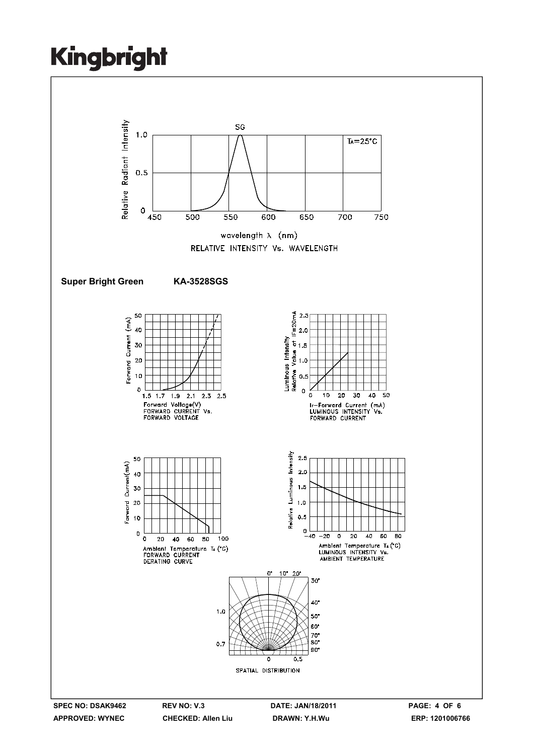# Kingbright

RELATIVE INTENSITY Vs. WAVELENGTH

**Super Bright Green** **KA-3528SGS**

FORWARD CURRENT Vs. FORWARD VOLTAGE

LUMINOUS INTENSITY Vs. FORWARD CURRENT

FORWARD CURRENT DERATING CURVE

LUMINOUS INTENSITY Vs. AMBIENT TEMPERATURE

SPATIAL DISTRIBUTION

| SPEC NO: DSAK9462 | REV NO: V.3 | DATE: JAN/18/2011 |
|---|---|---|
| APPROVED: WYNEC | CHECKED: Allen Liu | DRAWN: Y.H.Wu |

ERP: 1201006766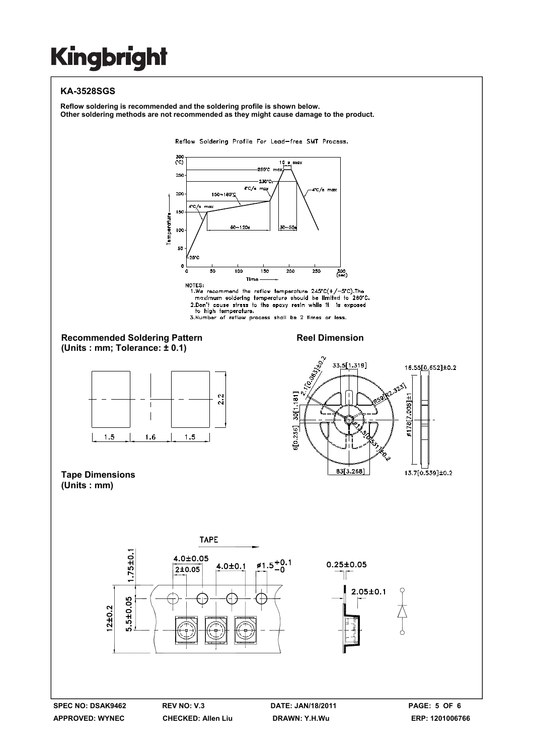## KA-3528SGS

**Reflow soldering is recommended and the soldering profile is shown below.**
**Other soldering methods are not recommended as they might cause damage to the product.**

Reflow Soldering Profile For Lead-free SMT Process.

NOTES:
1. We recommend the reflow temperature 245°C(+/-5°C).The maximum soldering temperature should be limited to 260°C.
2. Don't cause stress to the epoxy resin while it is exposed to high temperature.
3. Number of reflow process shall be 2 times or less.

### Recommended Soldering Pattern
**(Units : mm; Tolerance: ± 0.1)**

### Reel Dimension

### Tape Dimensions
**(Units : mm)**

SPEC NO: DSAK9462 | REV NO: V.3 | DATE: JAN/18/2011 | ERP: 1201006766

APPROVED: WYNEC | CHECKED: Allen Liu | DRAWN: Y.H.Wu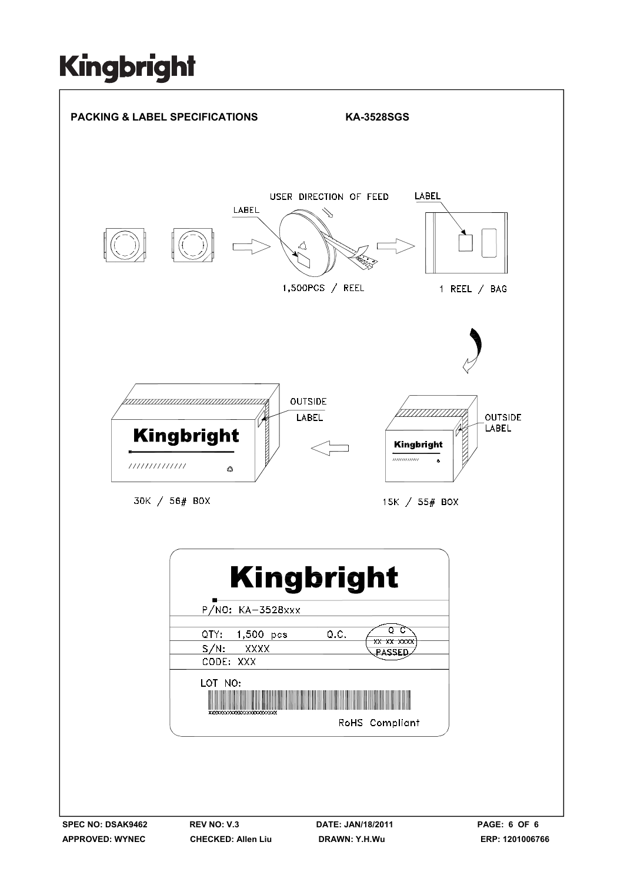## PACKING & LABEL SPECIFICATIONS KA-3528SGS

USER DIRECTION OF FEED

LABEL

LABEL

1,500PCS / REEL

1 REEL / BAG

OUTSIDE LABEL

OUTSIDE LABEL

Kingbright

Kingbright

30K / 56# BOX

15K / 55# BOX

Kingbright

P/NO: KA-3528xxx

QTY: 1,500 pcs Q.C. QC XX XX XXXX PASSED

S/N: XXXX

CODE: XXX

LOT NO:

XXXXXXXXXXXXXXXXXXXXXXXX

RoHS Compliant

SPEC NO: DSAK9462 REV NO: V.3 DATE: JAN/18/2011

APPROVED: WYNEC CHECKED: Allen Liu DRAWN: Y.H.Wu ERP: 1201006766